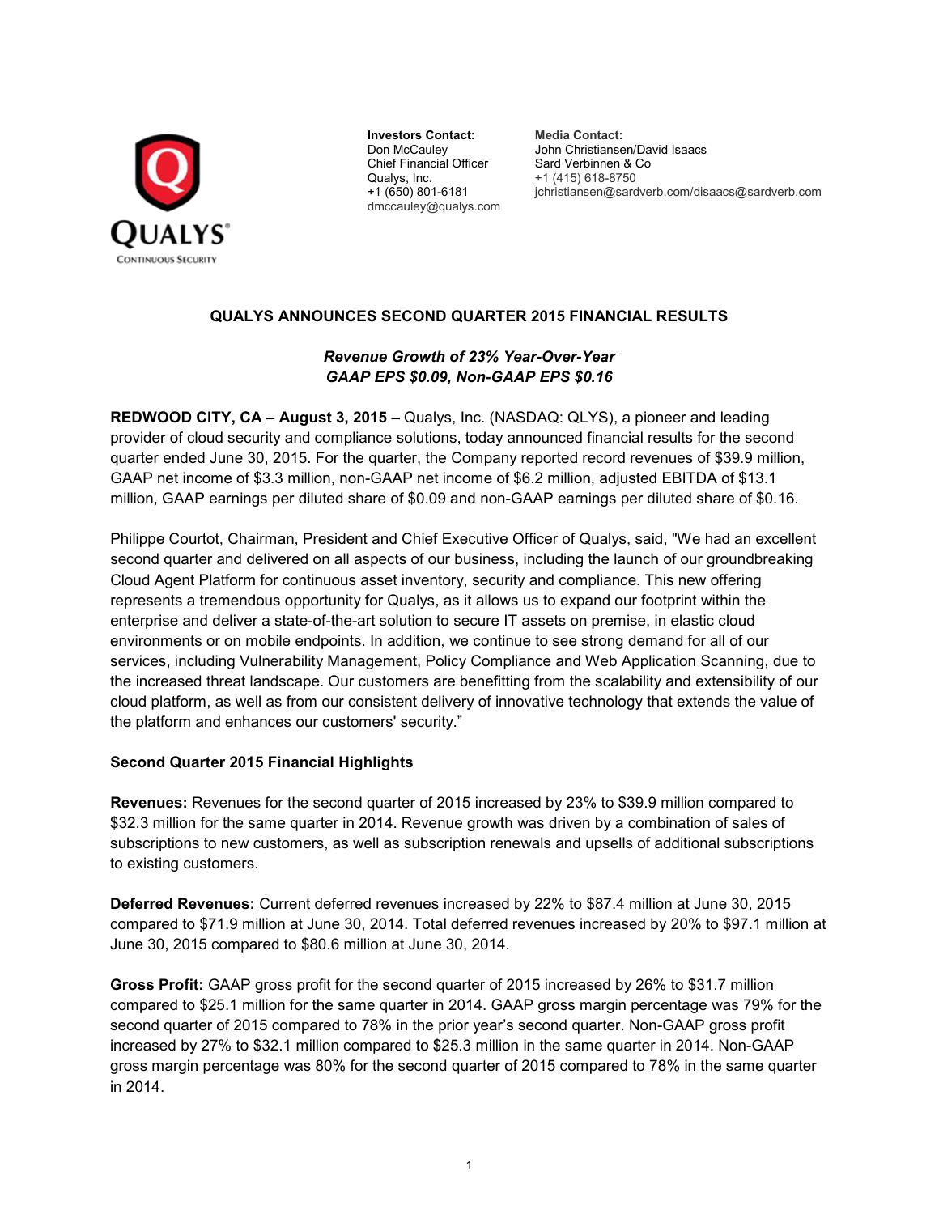**Investors Contact:**
Don McCauley
Chief Financial Officer
Qualys, Inc.
+1 (650) 801-6181
dmccauley@qualys.com

**Media Contact:**
John Christiansen/David Isaacs
Sard Verbinnen & Co
+1 (415) 618-8750
jchristiansen@sardverb.com/disaacs@sardverb.com

## QUALYS ANNOUNCES SECOND QUARTER 2015 FINANCIAL RESULTS

***Revenue Growth of 23% Year-Over-Year***
***GAAP EPS $0.09, Non-GAAP EPS $0.16***

**REDWOOD CITY, CA – August 3, 2015 –** Qualys, Inc. (NASDAQ: QLYS), a pioneer and leading provider of cloud security and compliance solutions, today announced financial results for the second quarter ended June 30, 2015. For the quarter, the Company reported record revenues of $39.9 million, GAAP net income of $3.3 million, non-GAAP net income of $6.2 million, adjusted EBITDA of $13.1 million, GAAP earnings per diluted share of $0.09 and non-GAAP earnings per diluted share of $0.16.

Philippe Courtot, Chairman, President and Chief Executive Officer of Qualys, said, "We had an excellent second quarter and delivered on all aspects of our business, including the launch of our groundbreaking Cloud Agent Platform for continuous asset inventory, security and compliance. This new offering represents a tremendous opportunity for Qualys, as it allows us to expand our footprint within the enterprise and deliver a state-of-the-art solution to secure IT assets on premise, in elastic cloud environments or on mobile endpoints. In addition, we continue to see strong demand for all of our services, including Vulnerability Management, Policy Compliance and Web Application Scanning, due to the increased threat landscape. Our customers are benefitting from the scalability and extensibility of our cloud platform, as well as from our consistent delivery of innovative technology that extends the value of the platform and enhances our customers' security."

**Second Quarter 2015 Financial Highlights**

**Revenues:** Revenues for the second quarter of 2015 increased by 23% to $39.9 million compared to $32.3 million for the same quarter in 2014. Revenue growth was driven by a combination of sales of subscriptions to new customers, as well as subscription renewals and upsells of additional subscriptions to existing customers.

**Deferred Revenues:** Current deferred revenues increased by 22% to $87.4 million at June 30, 2015 compared to $71.9 million at June 30, 2014. Total deferred revenues increased by 20% to $97.1 million at June 30, 2015 compared to $80.6 million at June 30, 2014.

**Gross Profit:** GAAP gross profit for the second quarter of 2015 increased by 26% to $31.7 million compared to $25.1 million for the same quarter in 2014. GAAP gross margin percentage was 79% for the second quarter of 2015 compared to 78% in the prior year's second quarter. Non-GAAP gross profit increased by 27% to $32.1 million compared to $25.3 million in the same quarter in 2014. Non-GAAP gross margin percentage was 80% for the second quarter of 2015 compared to 78% in the same quarter in 2014.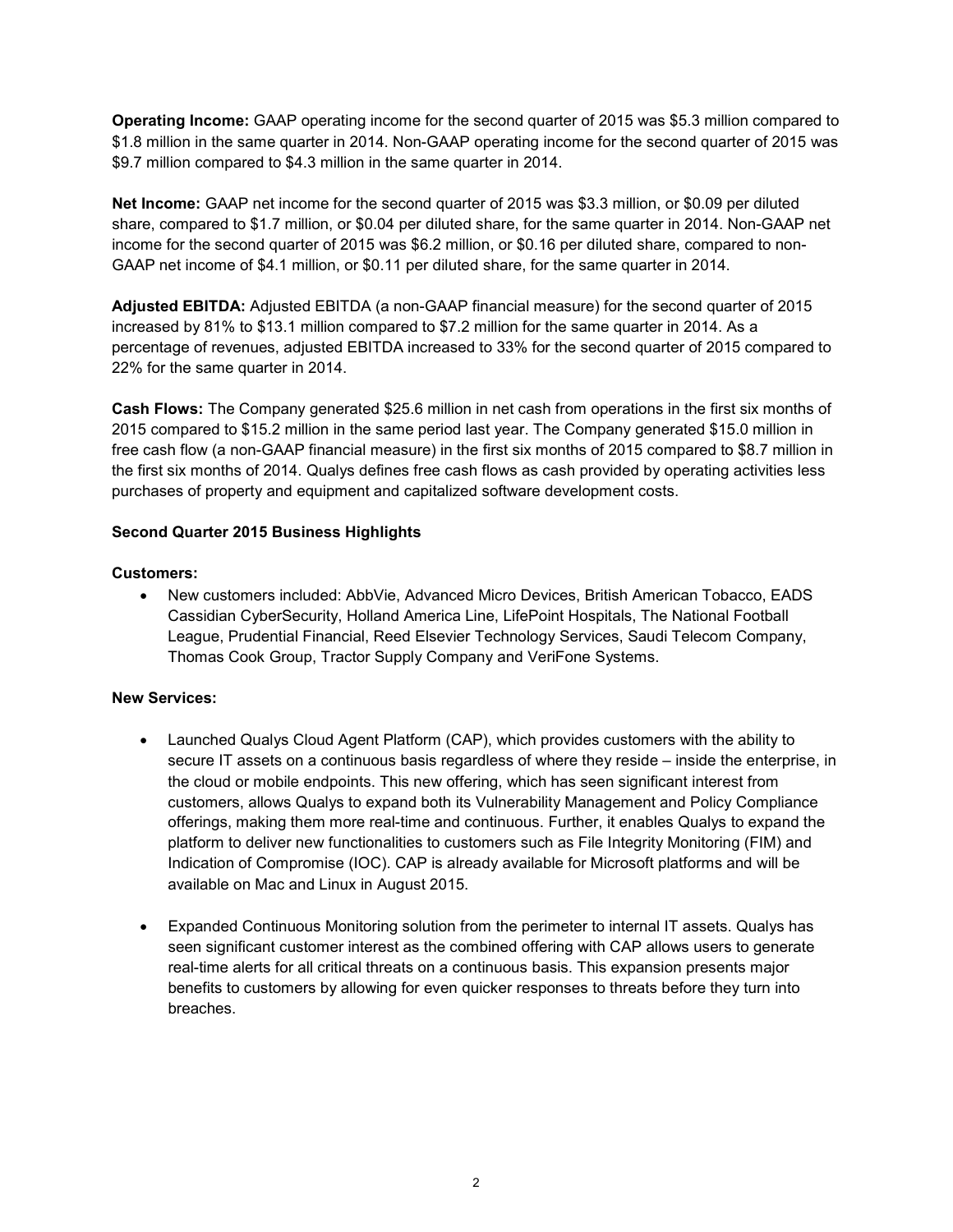**Operating Income:** GAAP operating income for the second quarter of 2015 was $5.3 million compared to $1.8 million in the same quarter in 2014. Non-GAAP operating income for the second quarter of 2015 was $9.7 million compared to $4.3 million in the same quarter in 2014.

**Net Income:** GAAP net income for the second quarter of 2015 was $3.3 million, or $0.09 per diluted share, compared to $1.7 million, or $0.04 per diluted share, for the same quarter in 2014. Non-GAAP net income for the second quarter of 2015 was $6.2 million, or $0.16 per diluted share, compared to non-GAAP net income of $4.1 million, or $0.11 per diluted share, for the same quarter in 2014.

**Adjusted EBITDA:** Adjusted EBITDA (a non-GAAP financial measure) for the second quarter of 2015 increased by 81% to $13.1 million compared to $7.2 million for the same quarter in 2014. As a percentage of revenues, adjusted EBITDA increased to 33% for the second quarter of 2015 compared to 22% for the same quarter in 2014.

**Cash Flows:** The Company generated $25.6 million in net cash from operations in the first six months of 2015 compared to $15.2 million in the same period last year. The Company generated $15.0 million in free cash flow (a non-GAAP financial measure) in the first six months of 2015 compared to $8.7 million in the first six months of 2014. Qualys defines free cash flows as cash provided by operating activities less purchases of property and equipment and capitalized software development costs.

**Second Quarter 2015 Business Highlights**

**Customers:**

- New customers included: AbbVie, Advanced Micro Devices, British American Tobacco, EADS Cassidian CyberSecurity, Holland America Line, LifePoint Hospitals, The National Football League, Prudential Financial, Reed Elsevier Technology Services, Saudi Telecom Company, Thomas Cook Group, Tractor Supply Company and VeriFone Systems.

**New Services:**

- Launched Qualys Cloud Agent Platform (CAP), which provides customers with the ability to secure IT assets on a continuous basis regardless of where they reside – inside the enterprise, in the cloud or mobile endpoints. This new offering, which has seen significant interest from customers, allows Qualys to expand both its Vulnerability Management and Policy Compliance offerings, making them more real-time and continuous. Further, it enables Qualys to expand the platform to deliver new functionalities to customers such as File Integrity Monitoring (FIM) and Indication of Compromise (IOC). CAP is already available for Microsoft platforms and will be available on Mac and Linux in August 2015.

- Expanded Continuous Monitoring solution from the perimeter to internal IT assets. Qualys has seen significant customer interest as the combined offering with CAP allows users to generate real-time alerts for all critical threats on a continuous basis. This expansion presents major benefits to customers by allowing for even quicker responses to threats before they turn into breaches.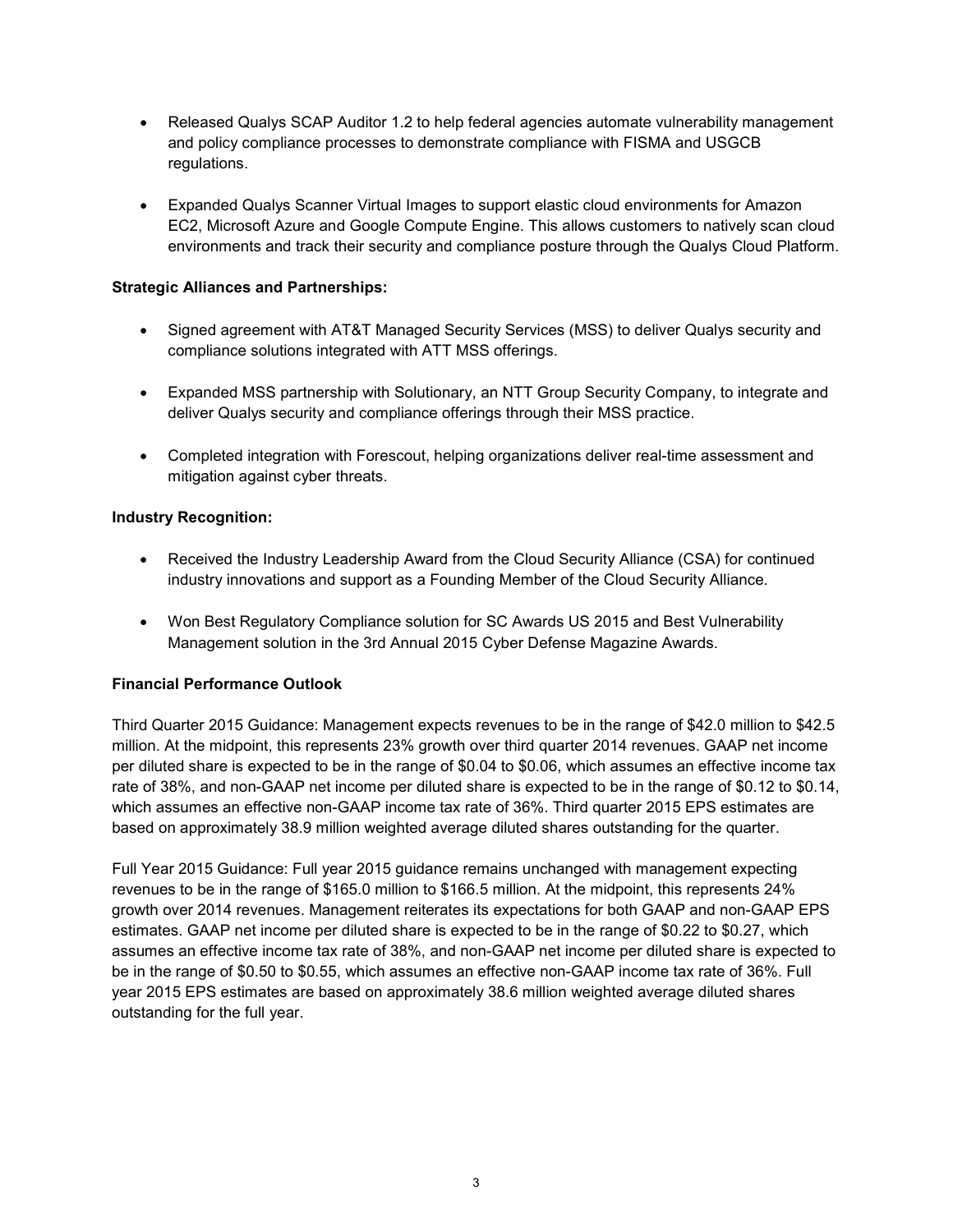- Released Qualys SCAP Auditor 1.2 to help federal agencies automate vulnerability management and policy compliance processes to demonstrate compliance with FISMA and USGCB regulations.

- Expanded Qualys Scanner Virtual Images to support elastic cloud environments for Amazon EC2, Microsoft Azure and Google Compute Engine. This allows customers to natively scan cloud environments and track their security and compliance posture through the Qualys Cloud Platform.

**Strategic Alliances and Partnerships:**

- Signed agreement with AT&T Managed Security Services (MSS) to deliver Qualys security and compliance solutions integrated with ATT MSS offerings.

- Expanded MSS partnership with Solutionary, an NTT Group Security Company, to integrate and deliver Qualys security and compliance offerings through their MSS practice.

- Completed integration with Forescout, helping organizations deliver real-time assessment and mitigation against cyber threats.

**Industry Recognition:**

- Received the Industry Leadership Award from the Cloud Security Alliance (CSA) for continued industry innovations and support as a Founding Member of the Cloud Security Alliance.

- Won Best Regulatory Compliance solution for SC Awards US 2015 and Best Vulnerability Management solution in the 3rd Annual 2015 Cyber Defense Magazine Awards.

**Financial Performance Outlook**

Third Quarter 2015 Guidance: Management expects revenues to be in the range of $42.0 million to $42.5 million. At the midpoint, this represents 23% growth over third quarter 2014 revenues. GAAP net income per diluted share is expected to be in the range of $0.04 to $0.06, which assumes an effective income tax rate of 38%, and non-GAAP net income per diluted share is expected to be in the range of $0.12 to $0.14, which assumes an effective non-GAAP income tax rate of 36%. Third quarter 2015 EPS estimates are based on approximately 38.9 million weighted average diluted shares outstanding for the quarter.

Full Year 2015 Guidance: Full year 2015 guidance remains unchanged with management expecting revenues to be in the range of $165.0 million to $166.5 million. At the midpoint, this represents 24% growth over 2014 revenues. Management reiterates its expectations for both GAAP and non-GAAP EPS estimates. GAAP net income per diluted share is expected to be in the range of $0.22 to $0.27, which assumes an effective income tax rate of 38%, and non-GAAP net income per diluted share is expected to be in the range of $0.50 to $0.55, which assumes an effective non-GAAP income tax rate of 36%. Full year 2015 EPS estimates are based on approximately 38.6 million weighted average diluted shares outstanding for the full year.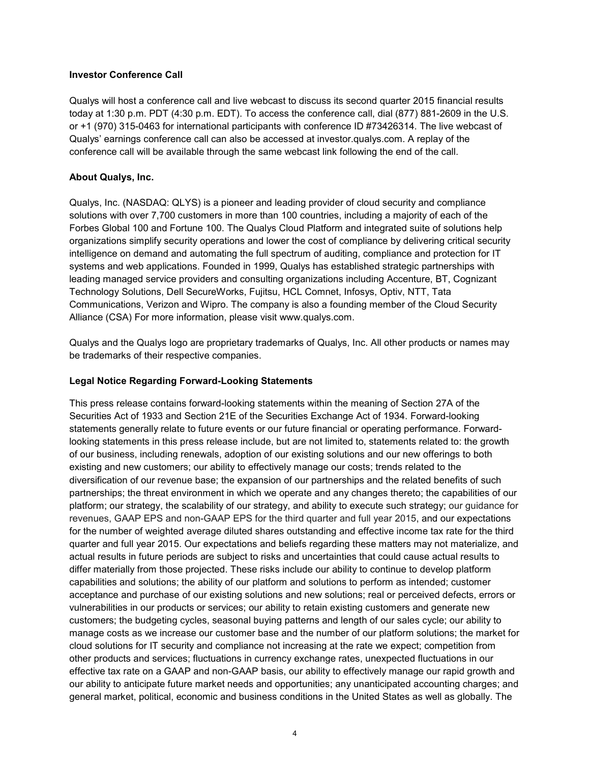**Investor Conference Call**

Qualys will host a conference call and live webcast to discuss its second quarter 2015 financial results today at 1:30 p.m. PDT (4:30 p.m. EDT). To access the conference call, dial (877) 881-2609 in the U.S. or +1 (970) 315-0463 for international participants with conference ID #73426314. The live webcast of Qualys' earnings conference call can also be accessed at investor.qualys.com. A replay of the conference call will be available through the same webcast link following the end of the call.

**About Qualys, Inc.**

Qualys, Inc. (NASDAQ: QLYS) is a pioneer and leading provider of cloud security and compliance solutions with over 7,700 customers in more than 100 countries, including a majority of each of the Forbes Global 100 and Fortune 100. The Qualys Cloud Platform and integrated suite of solutions help organizations simplify security operations and lower the cost of compliance by delivering critical security intelligence on demand and automating the full spectrum of auditing, compliance and protection for IT systems and web applications. Founded in 1999, Qualys has established strategic partnerships with leading managed service providers and consulting organizations including Accenture, BT, Cognizant Technology Solutions, Dell SecureWorks, Fujitsu, HCL Comnet, Infosys, Optiv, NTT, Tata Communications, Verizon and Wipro. The company is also a founding member of the Cloud Security Alliance (CSA) For more information, please visit www.qualys.com.

Qualys and the Qualys logo are proprietary trademarks of Qualys, Inc. All other products or names may be trademarks of their respective companies.

**Legal Notice Regarding Forward-Looking Statements**

This press release contains forward-looking statements within the meaning of Section 27A of the Securities Act of 1933 and Section 21E of the Securities Exchange Act of 1934. Forward-looking statements generally relate to future events or our future financial or operating performance. Forward-looking statements in this press release include, but are not limited to, statements related to: the growth of our business, including renewals, adoption of our existing solutions and our new offerings to both existing and new customers; our ability to effectively manage our costs; trends related to the diversification of our revenue base; the expansion of our partnerships and the related benefits of such partnerships; the threat environment in which we operate and any changes thereto; the capabilities of our platform; our strategy, the scalability of our strategy, and ability to execute such strategy; our guidance for revenues, GAAP EPS and non-GAAP EPS for the third quarter and full year 2015, and our expectations for the number of weighted average diluted shares outstanding and effective income tax rate for the third quarter and full year 2015. Our expectations and beliefs regarding these matters may not materialize, and actual results in future periods are subject to risks and uncertainties that could cause actual results to differ materially from those projected. These risks include our ability to continue to develop platform capabilities and solutions; the ability of our platform and solutions to perform as intended; customer acceptance and purchase of our existing solutions and new solutions; real or perceived defects, errors or vulnerabilities in our products or services; our ability to retain existing customers and generate new customers; the budgeting cycles, seasonal buying patterns and length of our sales cycle; our ability to manage costs as we increase our customer base and the number of our platform solutions; the market for cloud solutions for IT security and compliance not increasing at the rate we expect; competition from other products and services; fluctuations in currency exchange rates, unexpected fluctuations in our effective tax rate on a GAAP and non-GAAP basis, our ability to effectively manage our rapid growth and our ability to anticipate future market needs and opportunities; any unanticipated accounting charges; and general market, political, economic and business conditions in the United States as well as globally. The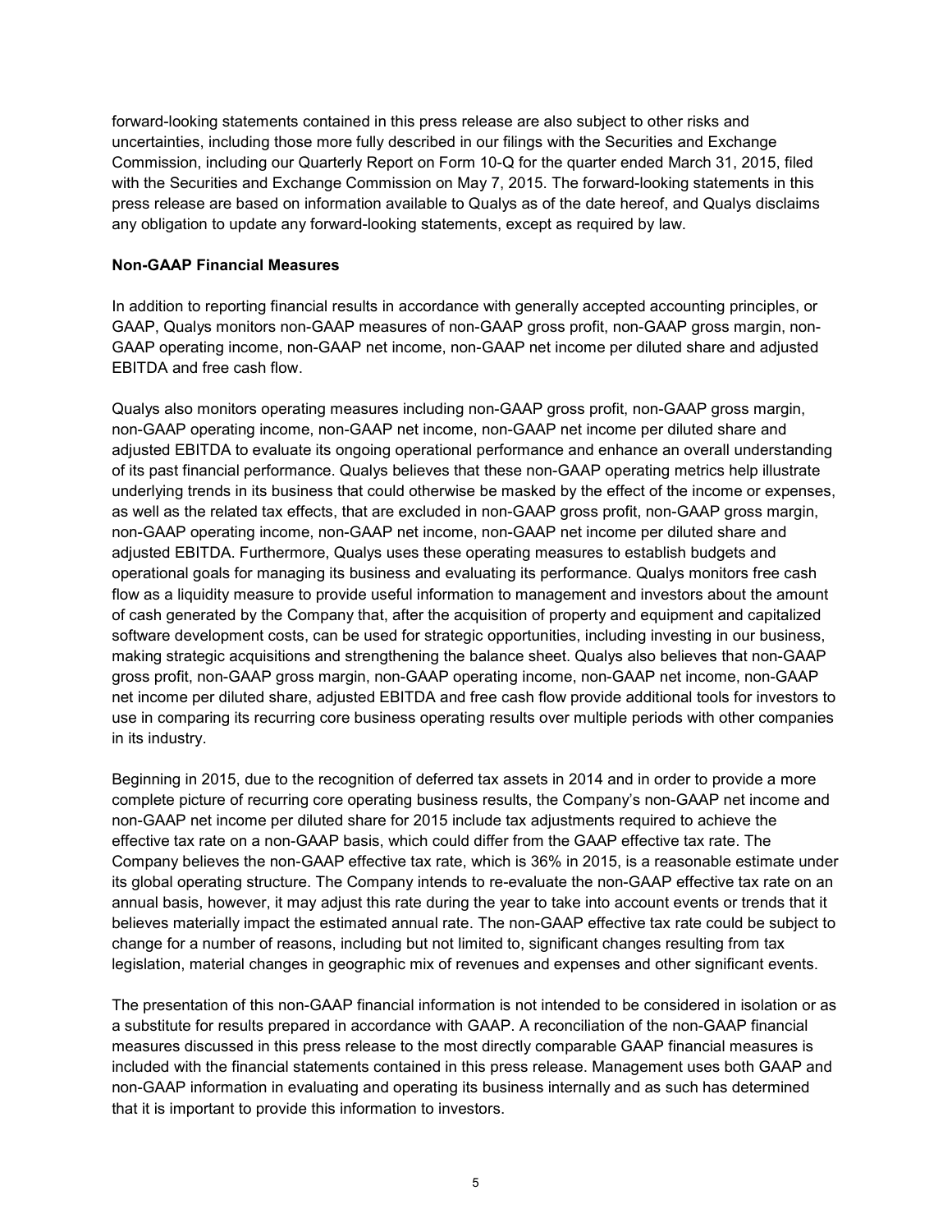forward-looking statements contained in this press release are also subject to other risks and uncertainties, including those more fully described in our filings with the Securities and Exchange Commission, including our Quarterly Report on Form 10-Q for the quarter ended March 31, 2015, filed with the Securities and Exchange Commission on May 7, 2015. The forward-looking statements in this press release are based on information available to Qualys as of the date hereof, and Qualys disclaims any obligation to update any forward-looking statements, except as required by law.

**Non-GAAP Financial Measures**

In addition to reporting financial results in accordance with generally accepted accounting principles, or GAAP, Qualys monitors non-GAAP measures of non-GAAP gross profit, non-GAAP gross margin, non-GAAP operating income, non-GAAP net income, non-GAAP net income per diluted share and adjusted EBITDA and free cash flow.

Qualys also monitors operating measures including non-GAAP gross profit, non-GAAP gross margin, non-GAAP operating income, non-GAAP net income, non-GAAP net income per diluted share and adjusted EBITDA to evaluate its ongoing operational performance and enhance an overall understanding of its past financial performance. Qualys believes that these non-GAAP operating metrics help illustrate underlying trends in its business that could otherwise be masked by the effect of the income or expenses, as well as the related tax effects, that are excluded in non-GAAP gross profit, non-GAAP gross margin, non-GAAP operating income, non-GAAP net income, non-GAAP net income per diluted share and adjusted EBITDA. Furthermore, Qualys uses these operating measures to establish budgets and operational goals for managing its business and evaluating its performance. Qualys monitors free cash flow as a liquidity measure to provide useful information to management and investors about the amount of cash generated by the Company that, after the acquisition of property and equipment and capitalized software development costs, can be used for strategic opportunities, including investing in our business, making strategic acquisitions and strengthening the balance sheet. Qualys also believes that non-GAAP gross profit, non-GAAP gross margin, non-GAAP operating income, non-GAAP net income, non-GAAP net income per diluted share, adjusted EBITDA and free cash flow provide additional tools for investors to use in comparing its recurring core business operating results over multiple periods with other companies in its industry.

Beginning in 2015, due to the recognition of deferred tax assets in 2014 and in order to provide a more complete picture of recurring core operating business results, the Company's non-GAAP net income and non-GAAP net income per diluted share for 2015 include tax adjustments required to achieve the effective tax rate on a non-GAAP basis, which could differ from the GAAP effective tax rate. The Company believes the non-GAAP effective tax rate, which is 36% in 2015, is a reasonable estimate under its global operating structure. The Company intends to re-evaluate the non-GAAP effective tax rate on an annual basis, however, it may adjust this rate during the year to take into account events or trends that it believes materially impact the estimated annual rate. The non-GAAP effective tax rate could be subject to change for a number of reasons, including but not limited to, significant changes resulting from tax legislation, material changes in geographic mix of revenues and expenses and other significant events.

The presentation of this non-GAAP financial information is not intended to be considered in isolation or as a substitute for results prepared in accordance with GAAP. A reconciliation of the non-GAAP financial measures discussed in this press release to the most directly comparable GAAP financial measures is included with the financial statements contained in this press release. Management uses both GAAP and non-GAAP information in evaluating and operating its business internally and as such has determined that it is important to provide this information to investors.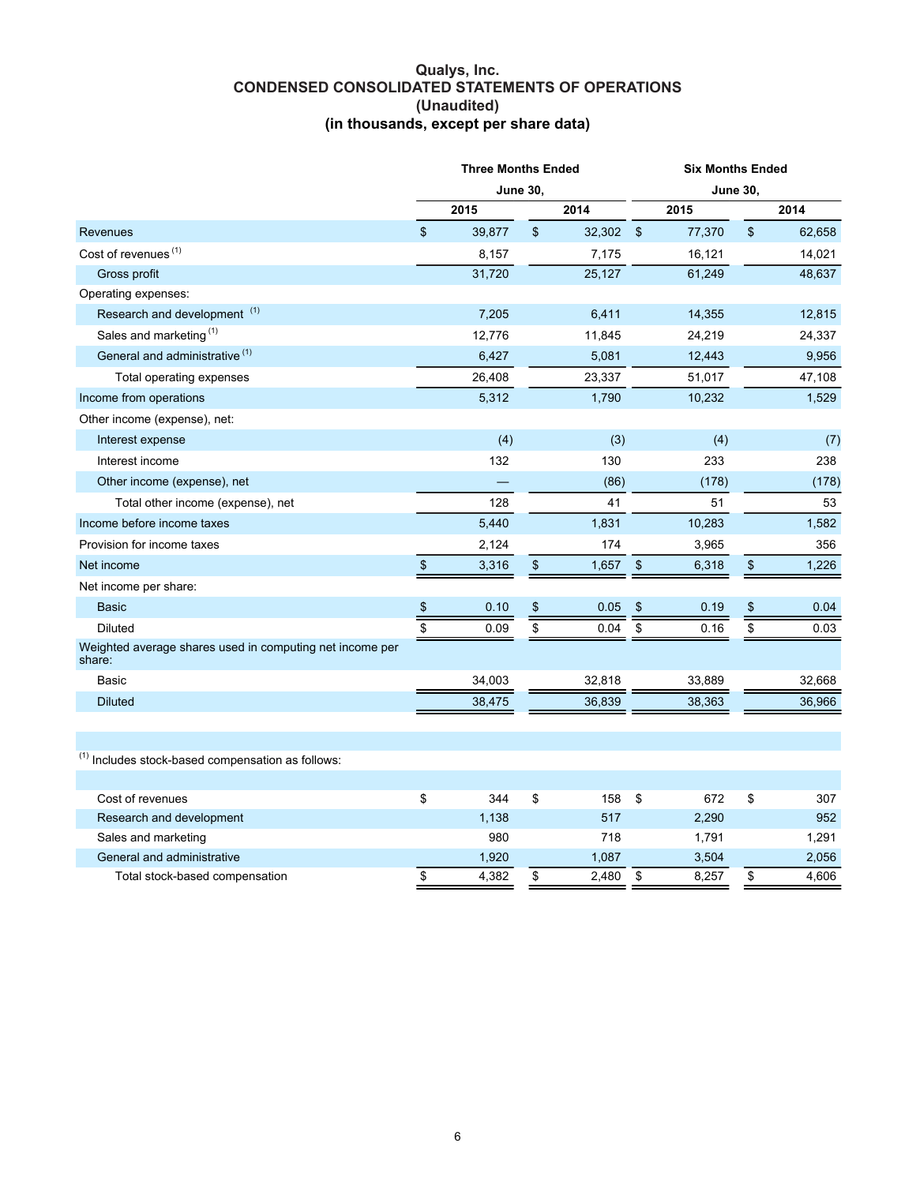# Qualys, Inc.
## CONDENSED CONSOLIDATED STATEMENTS OF OPERATIONS
### (Unaudited)
### (in thousands, except per share data)

| | Three Months Ended June 30, | | Six Months Ended June 30, | |
|---|---|---|---|---|
| | 2015 | 2014 | 2015 | 2014 |
| Revenues | $ 39,877 | $ 32,302 | $ 77,370 | $ 62,658 |
| Cost of revenues [(1)] | 8,157 | 7,175 | 16,121 | 14,021 |
| Gross profit | 31,720 | 25,127 | 61,249 | 48,637 |
| Operating expenses: | | | | |
| Research and development [(1)] | 7,205 | 6,411 | 14,355 | 12,815 |
| Sales and marketing [(1)] | 12,776 | 11,845 | 24,219 | 24,337 |
| General and administrative [(1)] | 6,427 | 5,081 | 12,443 | 9,956 |
| Total operating expenses | 26,408 | 23,337 | 51,017 | 47,108 |
| Income from operations | 5,312 | 1,790 | 10,232 | 1,529 |
| Other income (expense), net: | | | | |
| Interest expense | (4) | (3) | (4) | (7) |
| Interest income | 132 | 130 | 233 | 238 |
| Other income (expense), net | — | (86) | (178) | (178) |
| Total other income (expense), net | 128 | 41 | 51 | 53 |
| Income before income taxes | 5,440 | 1,831 | 10,283 | 1,582 |
| Provision for income taxes | 2,124 | 174 | 3,965 | 356 |
| Net income | $ 3,316 | $ 1,657 | $ 6,318 | $ 1,226 |
| Net income per share: | | | | |
| Basic | $ 0.10 | $ 0.05 | $ 0.19 | $ 0.04 |
| Diluted | $ 0.09 | $ 0.04 | $ 0.16 | $ 0.03 |
| Weighted average shares used in computing net income per share: | | | | |
| Basic | 34,003 | 32,818 | 33,889 | 32,668 |
| Diluted | 38,475 | 36,839 | 38,363 | 36,966 |

[(1)] Includes stock-based compensation as follows:

| | Three Months Ended June 30, 2015 | Three Months Ended June 30, 2014 | Six Months Ended June 30, 2015 | Six Months Ended June 30, 2014 |
|---|---|---|---|---|
| Cost of revenues | $ 344 | $ 158 | $ 672 | $ 307 |
| Research and development | 1,138 | 517 | 2,290 | 952 |
| Sales and marketing | 980 | 718 | 1,791 | 1,291 |
| General and administrative | 1,920 | 1,087 | 3,504 | 2,056 |
| Total stock-based compensation | $ 4,382 | $ 2,480 | $ 8,257 | $ 4,606 |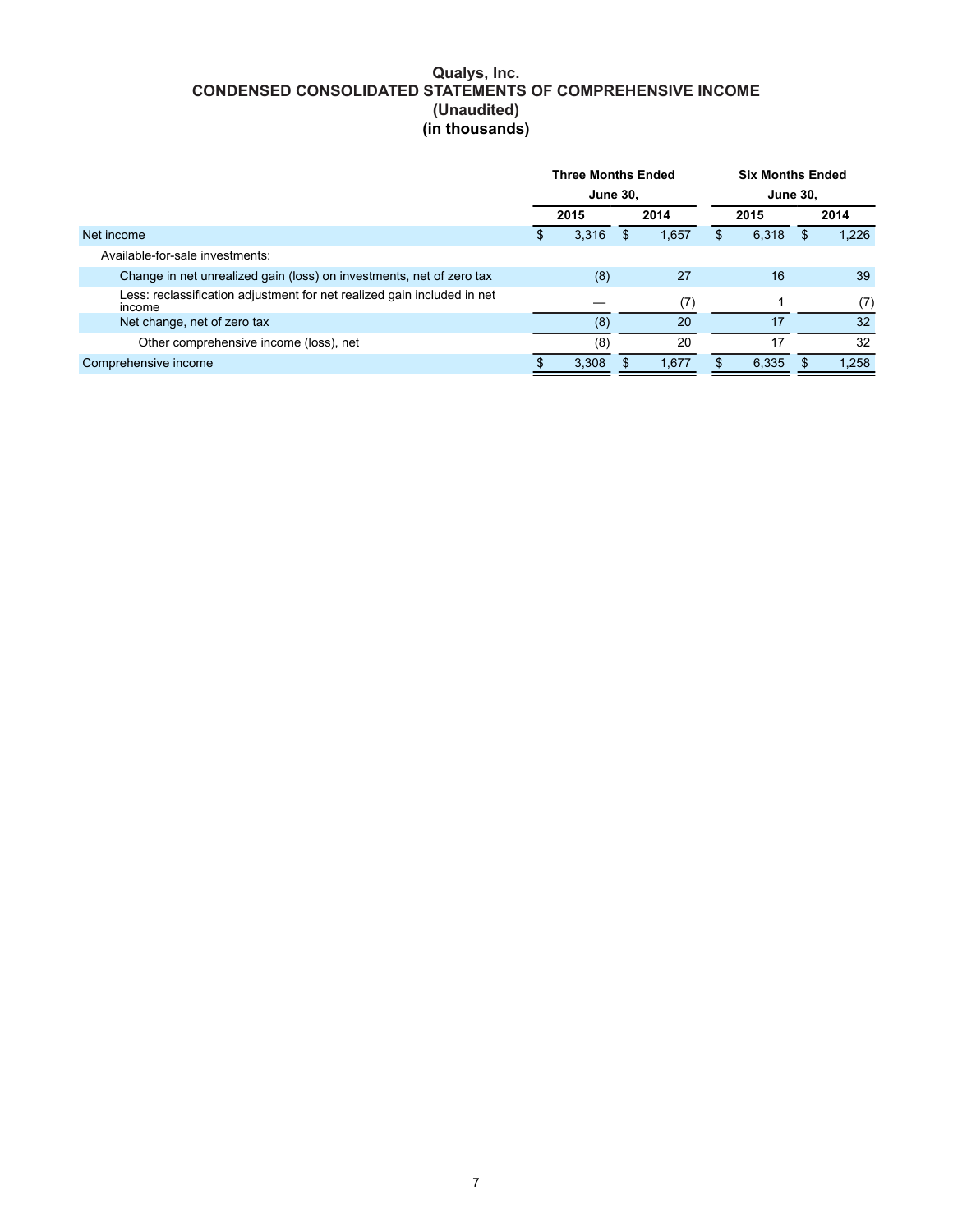# Qualys, Inc.
## CONDENSED CONSOLIDATED STATEMENTS OF COMPREHENSIVE INCOME
### (Unaudited)
### (in thousands)

| | Three Months Ended June 30, | | Six Months Ended June 30, | |
|---|---|---|---|---|
| | 2015 | 2014 | 2015 | 2014 |
| Net income | $ 3,316 | $ 1,657 | $ 6,318 | $ 1,226 |
| Available-for-sale investments: | | | | |
| Change in net unrealized gain (loss) on investments, net of zero tax | (8) | 27 | 16 | 39 |
| Less: reclassification adjustment for net realized gain included in net income | — | (7) | 1 | (7) |
| Net change, net of zero tax | (8) | 20 | 17 | 32 |
| Other comprehensive income (loss), net | (8) | 20 | 17 | 32 |
| Comprehensive income | $ 3,308 | $ 1,677 | $ 6,335 | $ 1,258 |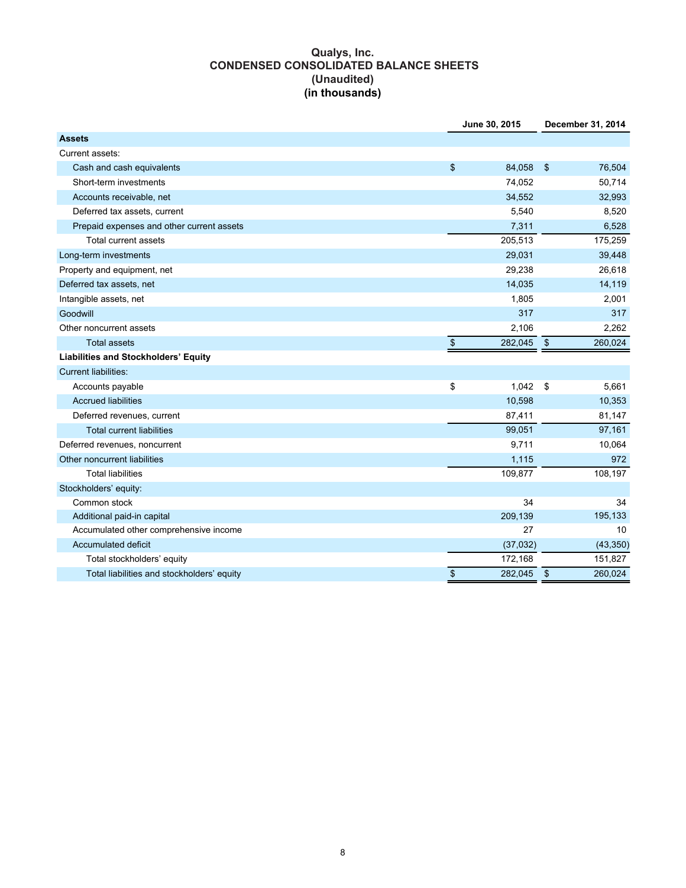# Qualys, Inc.
## CONDENSED CONSOLIDATED BALANCE SHEETS
### (Unaudited)
### (in thousands)

| | June 30, 2015 | December 31, 2014 |
|---|---|---|
| **Assets** | | |
| Current assets: | | |
| Cash and cash equivalents | $ 84,058 | $ 76,504 |
| Short-term investments | 74,052 | 50,714 |
| Accounts receivable, net | 34,552 | 32,993 |
| Deferred tax assets, current | 5,540 | 8,520 |
| Prepaid expenses and other current assets | 7,311 | 6,528 |
| Total current assets | 205,513 | 175,259 |
| Long-term investments | 29,031 | 39,448 |
| Property and equipment, net | 29,238 | 26,618 |
| Deferred tax assets, net | 14,035 | 14,119 |
| Intangible assets, net | 1,805 | 2,001 |
| Goodwill | 317 | 317 |
| Other noncurrent assets | 2,106 | 2,262 |
| Total assets | $ 282,045 | $ 260,024 |
| **Liabilities and Stockholders' Equity** | | |
| Current liabilities: | | |
| Accounts payable | $ 1,042 | $ 5,661 |
| Accrued liabilities | 10,598 | 10,353 |
| Deferred revenues, current | 87,411 | 81,147 |
| Total current liabilities | 99,051 | 97,161 |
| Deferred revenues, noncurrent | 9,711 | 10,064 |
| Other noncurrent liabilities | 1,115 | 972 |
| Total liabilities | 109,877 | 108,197 |
| Stockholders' equity: | | |
| Common stock | 34 | 34 |
| Additional paid-in capital | 209,139 | 195,133 |
| Accumulated other comprehensive income | 27 | 10 |
| Accumulated deficit | (37,032) | (43,350) |
| Total stockholders' equity | 172,168 | 151,827 |
| Total liabilities and stockholders' equity | $ 282,045 | $ 260,024 |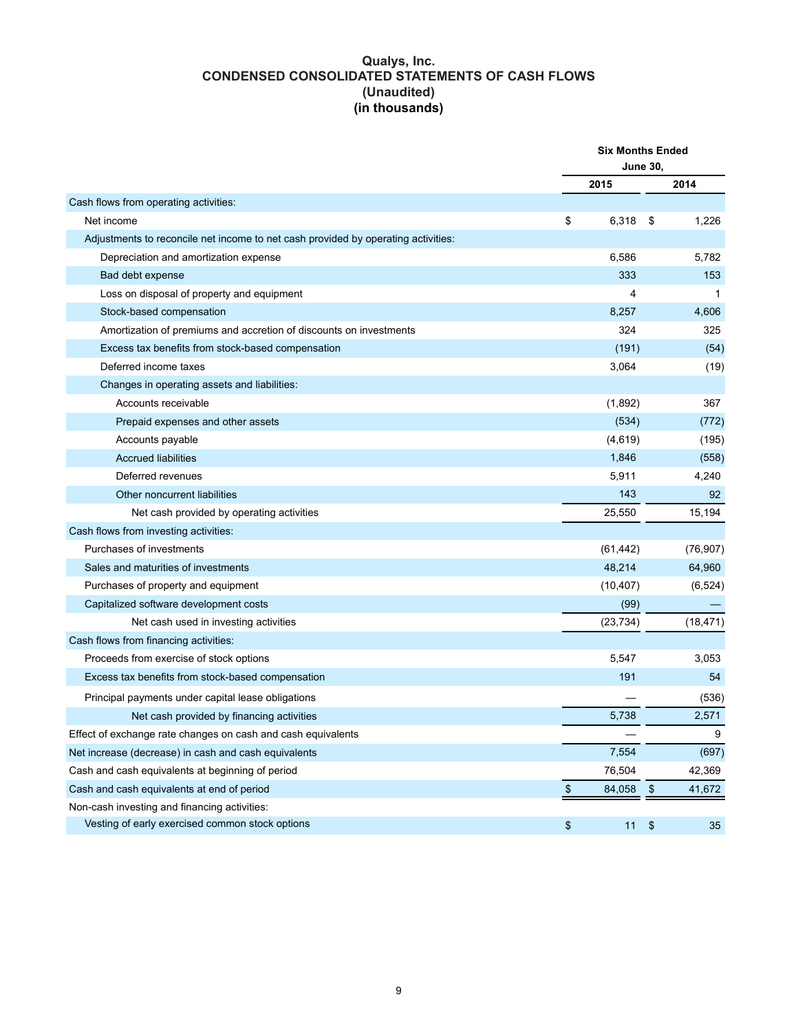# Qualys, Inc.
# CONDENSED CONSOLIDATED STATEMENTS OF CASH FLOWS
## (Unaudited)
## (in thousands)

| | Six Months Ended June 30, | |
|---|---|---|
| | 2015 | 2014 |
| Cash flows from operating activities: | | |
| Net income | $ 6,318 | $ 1,226 |
| Adjustments to reconcile net income to net cash provided by operating activities: | | |
| Depreciation and amortization expense | 6,586 | 5,782 |
| Bad debt expense | 333 | 153 |
| Loss on disposal of property and equipment | 4 | 1 |
| Stock-based compensation | 8,257 | 4,606 |
| Amortization of premiums and accretion of discounts on investments | 324 | 325 |
| Excess tax benefits from stock-based compensation | (191) | (54) |
| Deferred income taxes | 3,064 | (19) |
| Changes in operating assets and liabilities: | | |
| Accounts receivable | (1,892) | 367 |
| Prepaid expenses and other assets | (534) | (772) |
| Accounts payable | (4,619) | (195) |
| Accrued liabilities | 1,846 | (558) |
| Deferred revenues | 5,911 | 4,240 |
| Other noncurrent liabilities | 143 | 92 |
| Net cash provided by operating activities | 25,550 | 15,194 |
| Cash flows from investing activities: | | |
| Purchases of investments | (61,442) | (76,907) |
| Sales and maturities of investments | 48,214 | 64,960 |
| Purchases of property and equipment | (10,407) | (6,524) |
| Capitalized software development costs | (99) | — |
| Net cash used in investing activities | (23,734) | (18,471) |
| Cash flows from financing activities: | | |
| Proceeds from exercise of stock options | 5,547 | 3,053 |
| Excess tax benefits from stock-based compensation | 191 | 54 |
| Principal payments under capital lease obligations | — | (536) |
| Net cash provided by financing activities | 5,738 | 2,571 |
| Effect of exchange rate changes on cash and cash equivalents | — | 9 |
| Net increase (decrease) in cash and cash equivalents | 7,554 | (697) |
| Cash and cash equivalents at beginning of period | 76,504 | 42,369 |
| Cash and cash equivalents at end of period | $ 84,058 | $ 41,672 |
| Non-cash investing and financing activities: | | |
| Vesting of early exercised common stock options | $ 11 | $ 35 |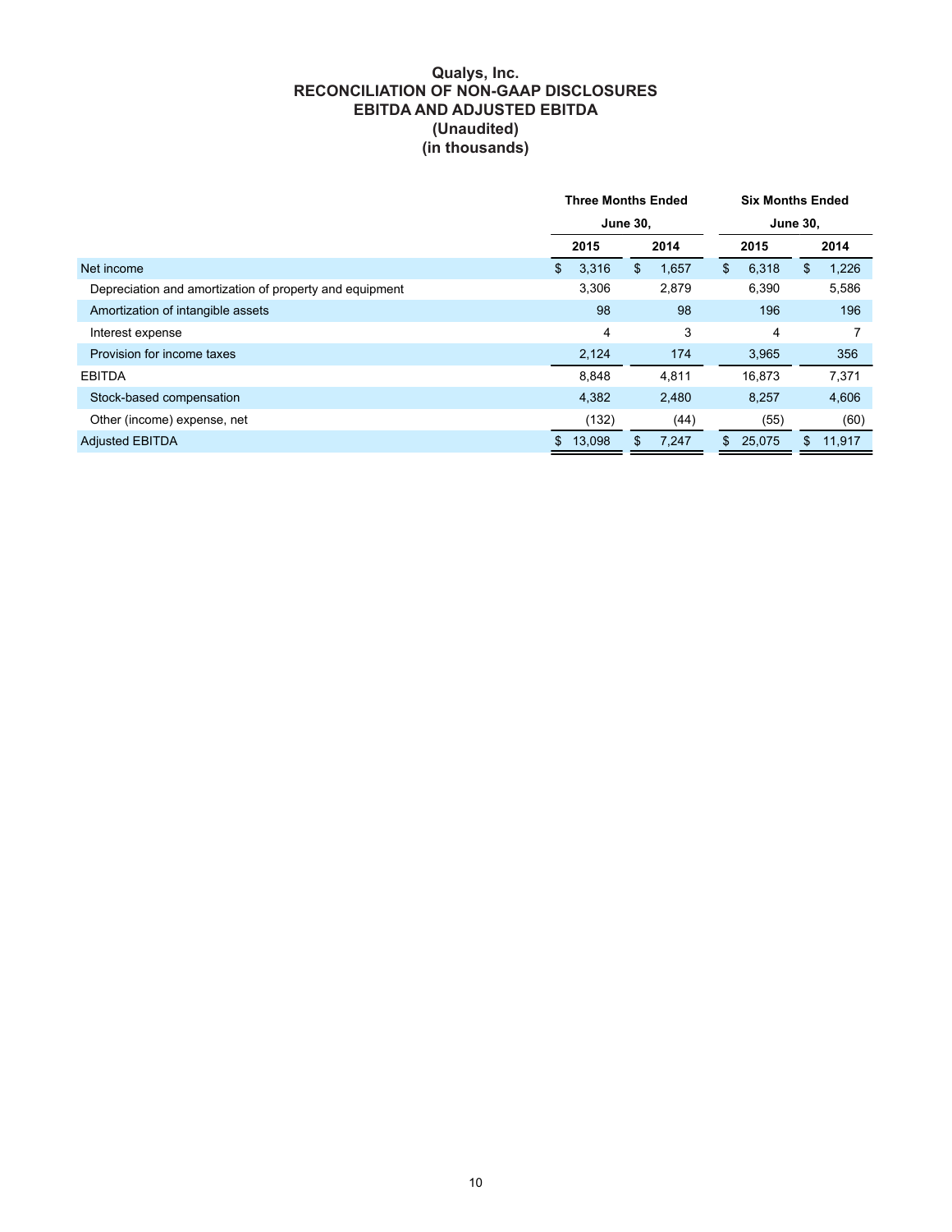# Qualys, Inc.
## RECONCILIATION OF NON-GAAP DISCLOSURES
## EBITDA AND ADJUSTED EBITDA
### (Unaudited)
### (in thousands)

| | Three Months Ended June 30, | | Six Months Ended June 30, | |
|---|---|---|---|---|
| | 2015 | 2014 | 2015 | 2014 |
| Net income | $ 3,316 | $ 1,657 | $ 6,318 | $ 1,226 |
| Depreciation and amortization of property and equipment | 3,306 | 2,879 | 6,390 | 5,586 |
| Amortization of intangible assets | 98 | 98 | 196 | 196 |
| Interest expense | 4 | 3 | 4 | 7 |
| Provision for income taxes | 2,124 | 174 | 3,965 | 356 |
| EBITDA | 8,848 | 4,811 | 16,873 | 7,371 |
| Stock-based compensation | 4,382 | 2,480 | 8,257 | 4,606 |
| Other (income) expense, net | (132) | (44) | (55) | (60) |
| Adjusted EBITDA | $ 13,098 | $ 7,247 | $ 25,075 | $ 11,917 |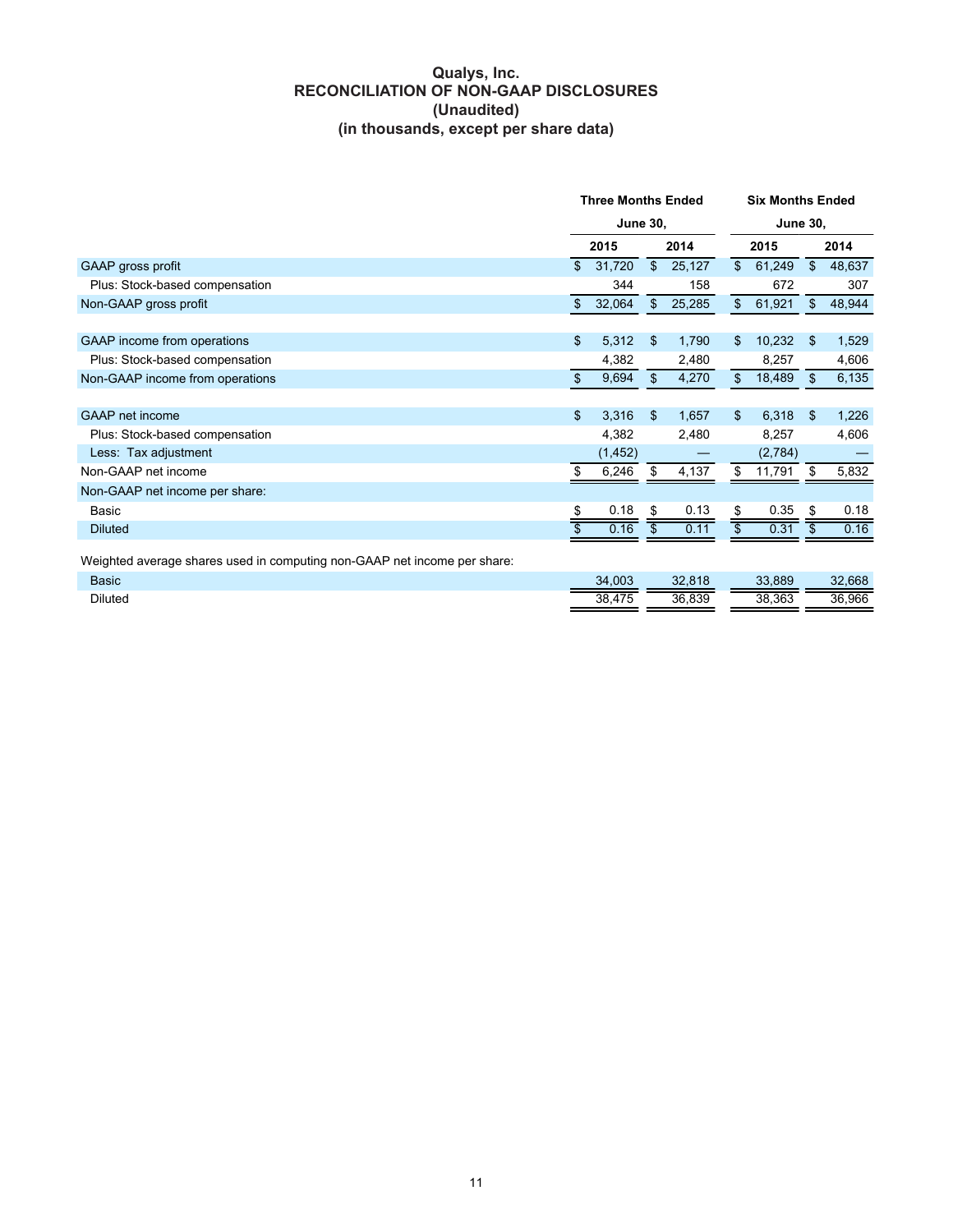# Qualys, Inc.
## RECONCILIATION OF NON-GAAP DISCLOSURES
## (Unaudited)
## (in thousands, except per share data)

| | Three Months Ended June 30, | | Six Months Ended June 30, | |
|---|---|---|---|---|
| | 2015 | 2014 | 2015 | 2014 |
| GAAP gross profit | $ 31,720 | $ 25,127 | $ 61,249 | $ 48,637 |
| Plus: Stock-based compensation | 344 | 158 | 672 | 307 |
| Non-GAAP gross profit | $ 32,064 | $ 25,285 | $ 61,921 | $ 48,944 |
| | | | | |
| GAAP income from operations | $ 5,312 | $ 1,790 | $ 10,232 | $ 1,529 |
| Plus: Stock-based compensation | 4,382 | 2,480 | 8,257 | 4,606 |
| Non-GAAP income from operations | $ 9,694 | $ 4,270 | $ 18,489 | $ 6,135 |
| | | | | |
| GAAP net income | $ 3,316 | $ 1,657 | $ 6,318 | $ 1,226 |
| Plus: Stock-based compensation | 4,382 | 2,480 | 8,257 | 4,606 |
| Less: Tax adjustment | (1,452) | — | (2,784) | — |
| Non-GAAP net income | $ 6,246 | $ 4,137 | $ 11,791 | $ 5,832 |
| Non-GAAP net income per share: | | | | |
| Basic | $ 0.18 | $ 0.13 | $ 0.35 | $ 0.18 |
| Diluted | $ 0.16 | $ 0.11 | $ 0.31 | $ 0.16 |
| | | | | |
| Weighted average shares used in computing non-GAAP net income per share: | | | | |
| Basic | 34,003 | 32,818 | 33,889 | 32,668 |
| Diluted | 38,475 | 36,839 | 38,363 | 36,966 |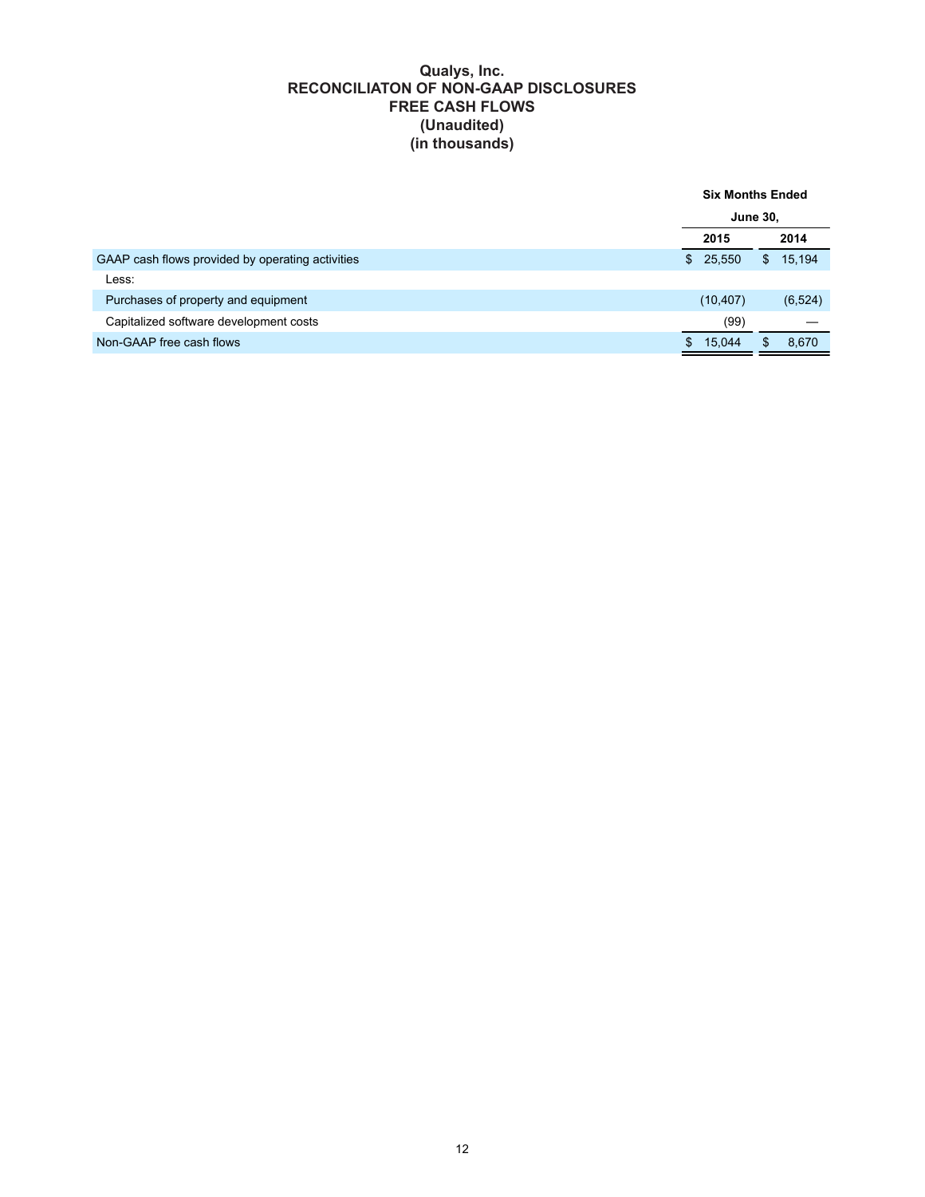# Qualys, Inc.
## RECONCILIATON OF NON-GAAP DISCLOSURES
## FREE CASH FLOWS
## (Unaudited)
## (in thousands)

| | Six Months Ended | |
|---|---|---|
| | June 30, | |
| | 2015 | 2014 |
| GAAP cash flows provided by operating activities | $ 25,550 | $ 15,194 |
| Less: | | |
| Purchases of property and equipment | (10,407) | (6,524) |
| Capitalized software development costs | (99) | — |
| Non-GAAP free cash flows | $ 15,044 | $ 8,670 |